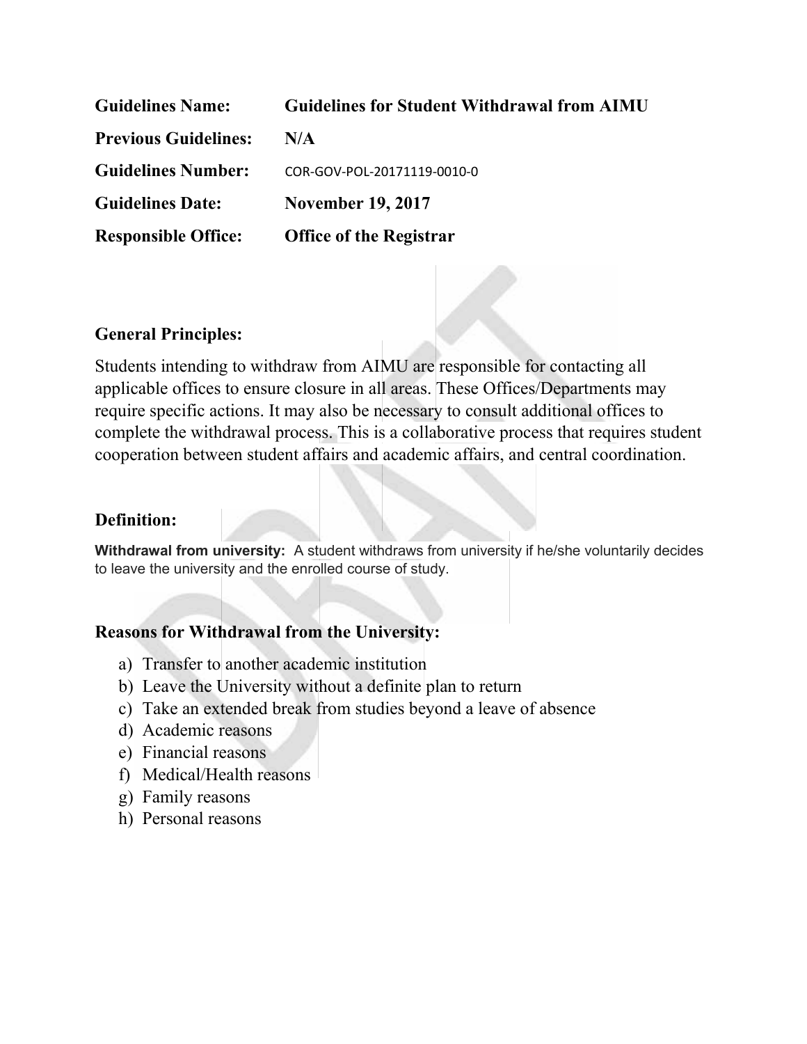| | |
|---|---|
| **Guidelines Name:** | **Guidelines for Student Withdrawal from AIMU** |
| **Previous Guidelines:** | **N/A** |
| **Guidelines Number:** | COR-GOV-POL-20171119-0010-0 |
| **Guidelines Date:** | **November 19, 2017** |
| **Responsible Office:** | **Office of the Registrar** |

## General Principles:

Students intending to withdraw from AIMU are responsible for contacting all applicable offices to ensure closure in all areas. These Offices/Departments may require specific actions. It may also be necessary to consult additional offices to complete the withdrawal process. This is a collaborative process that requires student cooperation between student affairs and academic affairs, and central coordination.

## Definition:

**Withdrawal from university:** A student withdraws from university if he/she voluntarily decides to leave the university and the enrolled course of study.

## Reasons for Withdrawal from the University:

a) Transfer to another academic institution
b) Leave the University without a definite plan to return
c) Take an extended break from studies beyond a leave of absence
d) Academic reasons
e) Financial reasons
f) Medical/Health reasons
g) Family reasons
h) Personal reasons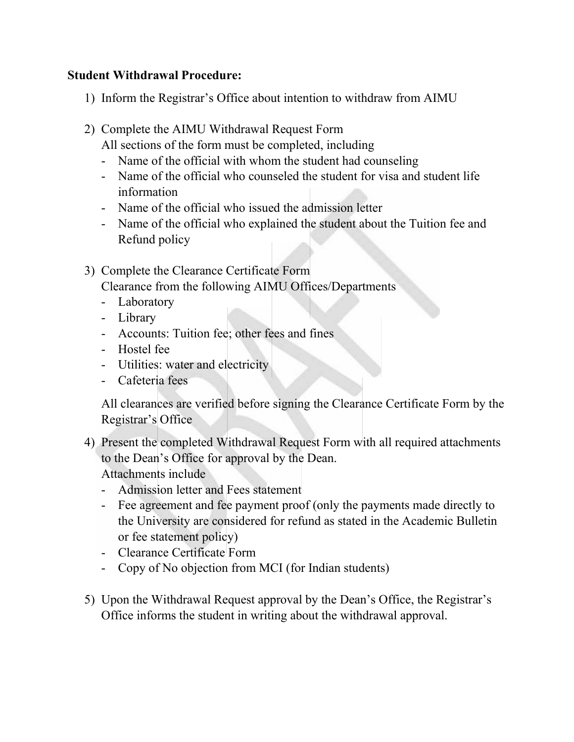**Student Withdrawal Procedure:**

1) Inform the Registrar's Office about intention to withdraw from AIMU

2) Complete the AIMU Withdrawal Request Form
   All sections of the form must be completed, including
   - Name of the official with whom the student had counseling
   - Name of the official who counseled the student for visa and student life information
   - Name of the official who issued the admission letter
   - Name of the official who explained the student about the Tuition fee and Refund policy

3) Complete the Clearance Certificate Form
   Clearance from the following AIMU Offices/Departments
   - Laboratory
   - Library
   - Accounts: Tuition fee; other fees and fines
   - Hostel fee
   - Utilities: water and electricity
   - Cafeteria fees

   All clearances are verified before signing the Clearance Certificate Form by the Registrar's Office

4) Present the completed Withdrawal Request Form with all required attachments to the Dean's Office for approval by the Dean.
   Attachments include
   - Admission letter and Fees statement
   - Fee agreement and fee payment proof (only the payments made directly to the University are considered for refund as stated in the Academic Bulletin or fee statement policy)
   - Clearance Certificate Form
   - Copy of No objection from MCI (for Indian students)

5) Upon the Withdrawal Request approval by the Dean's Office, the Registrar's Office informs the student in writing about the withdrawal approval.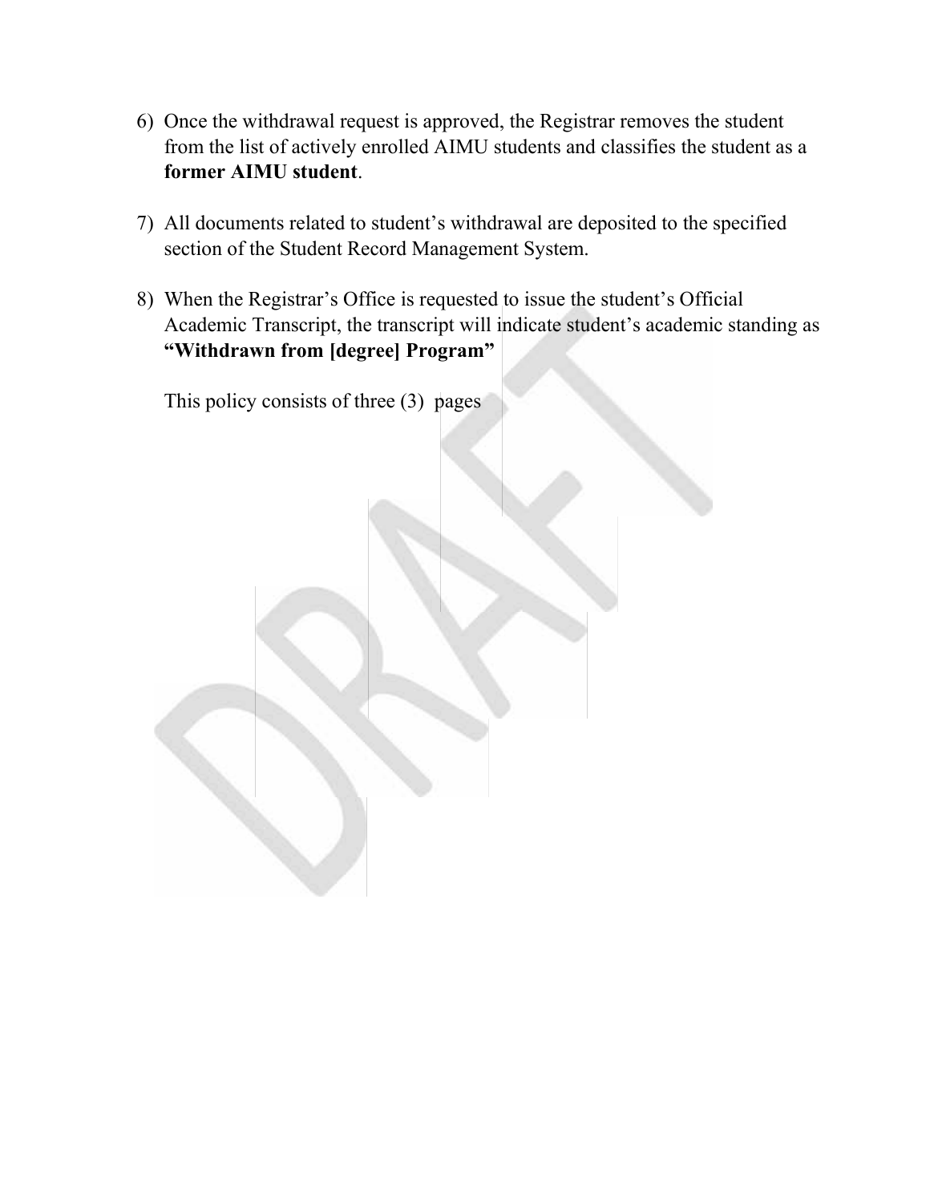6) Once the withdrawal request is approved, the Registrar removes the student from the list of actively enrolled AIMU students and classifies the student as a **former AIMU student**.

7) All documents related to student's withdrawal are deposited to the specified section of the Student Record Management System.

8) When the Registrar's Office is requested to issue the student's Official Academic Transcript, the transcript will indicate student's academic standing as **"Withdrawn from [degree] Program"**

This policy consists of three (3) pages